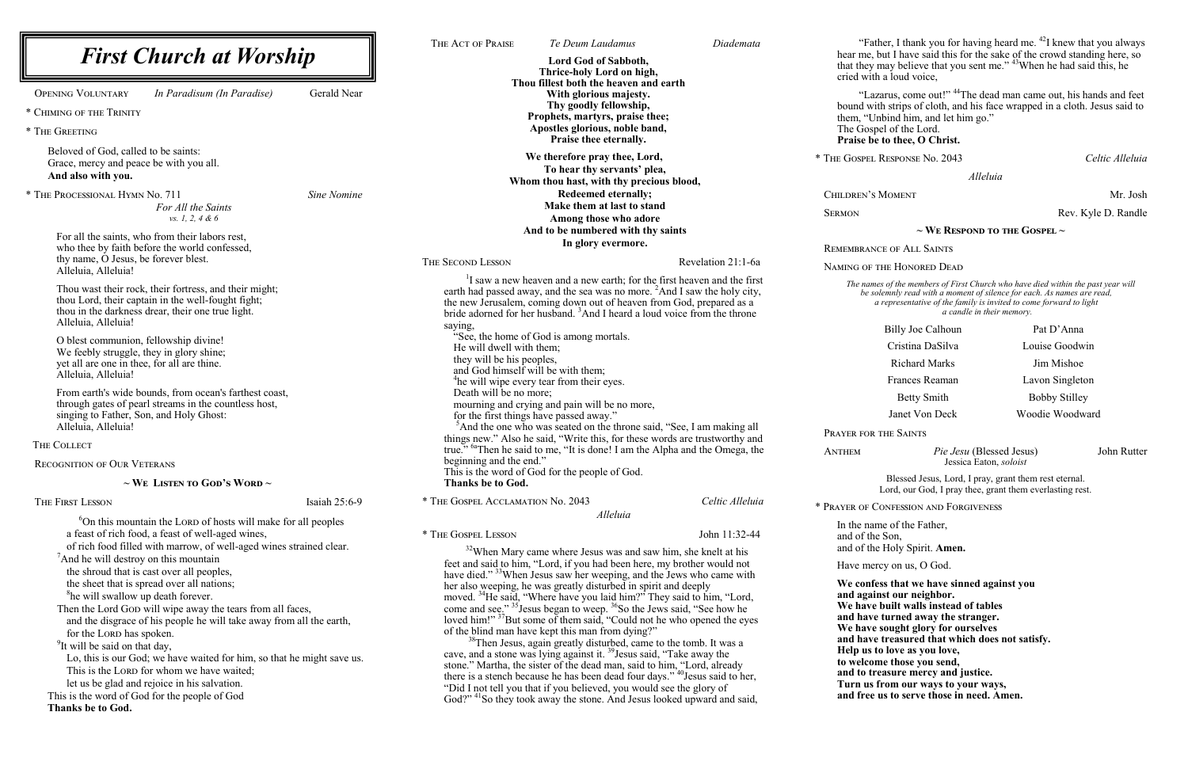# First Church at Worship

Opening Voluntary — *In Paradisum (In Paradise)* — Gerald Near

\* Chiming of the Trinity

\* The Greeting

Beloved of God, called to be saints:
Grace, mercy and peace be with you all.
**And also with you.**

\* The Processional Hymn No. 711 — *Sine Nomine*
*For All the Saints*
*vs. 1, 2, 4 & 6*

For all the saints, who from their labors rest,
who thee by faith before the world confessed,
thy name, O Jesus, be forever blest.
Alleluia, Alleluia!

Thou wast their rock, their fortress, and their might;
thou Lord, their captain in the well-fought fight;
thou in the darkness drear, their one true light.
Alleluia, Alleluia!

O blest communion, fellowship divine!
We feebly struggle, they in glory shine;
yet all are one in thee, for all are thine.
Alleluia, Alleluia!

From earth's wide bounds, from ocean's farthest coast,
through gates of pearl streams in the countless host,
singing to Father, Son, and Holy Ghost:
Alleluia, Alleluia!

The Collect

Recognition of Our Veterans

## ~ We Listen to God's Word ~

The First Lesson — Isaiah 25:6-9

[6]On this mountain the LORD of hosts will make for all peoples
a feast of rich food, a feast of well-aged wines,
of rich food filled with marrow, of well-aged wines strained clear.
[7]And he will destroy on this mountain
the shroud that is cast over all peoples,
the sheet that is spread over all nations;
[8]he will swallow up death forever.
Then the Lord GOD will wipe away the tears from all faces,
and the disgrace of his people he will take away from all the earth,
for the LORD has spoken.
[9]It will be said on that day,
Lo, this is our God; we have waited for him, so that he might save us.
This is the LORD for whom we have waited;
let us be glad and rejoice in his salvation.
This is the word of God for the people of God
**Thanks be to God.**

The Act of Praise — *Te Deum Laudamus* — *Diademata*

**Lord God of Sabboth,**
**Thrice-holy Lord on high,**
**Thou fillest both the heaven and earth**
**With glorious majesty.**
**Thy goodly fellowship,**
**Prophets, martyrs, praise thee;**
**Apostles glorious, noble band,**
**Praise thee eternally.**

**We therefore pray thee, Lord,**
**To hear thy servants' plea,**
**Whom thou hast, with thy precious blood,**
**Redeemed eternally;**
**Make them at last to stand**
**Among those who adore**
**And to be numbered with thy saints**
**In glory evermore.**

The Second Lesson — Revelation 21:1-6a

[1]I saw a new heaven and a new earth; for the first heaven and the first earth had passed away, and the sea was no more. [2]And I saw the holy city, the new Jerusalem, coming down out of heaven from God, prepared as a bride adorned for her husband. [3]And I heard a loud voice from the throne saying,
"See, the home of God is among mortals.
He will dwell with them;
they will be his peoples,
and God himself will be with them;
[4]he will wipe every tear from their eyes.
Death will be no more;
mourning and crying and pain will be no more,
for the first things have passed away."
[5]And the one who was seated on the throne said, "See, I am making all things new." Also he said, "Write this, for these words are trustworthy and true." [6a]Then he said to me, "It is done! I am the Alpha and the Omega, the beginning and the end."
This is the word of God for the people of God.
**Thanks be to God.**

\* The Gospel Acclamation No. 2043 — *Celtic Alleluia*
*Alleluia*

\* The Gospel Lesson — John 11:32-44

[32]When Mary came where Jesus was and saw him, she knelt at his feet and said to him, "Lord, if you had been here, my brother would not have died." [33]When Jesus saw her weeping, and the Jews who came with her also weeping, he was greatly disturbed in spirit and deeply moved. [34]He said, "Where have you laid him?" They said to him, "Lord, come and see." [35]Jesus began to weep. [36]So the Jews said, "See how he loved him!" [37]But some of them said, "Could not he who opened the eyes of the blind man have kept this man from dying?"
[38]Then Jesus, again greatly disturbed, came to the tomb. It was a cave, and a stone was lying against it. [39]Jesus said, "Take away the stone." Martha, the sister of the dead man, said to him, "Lord, already there is a stench because he has been dead four days." [40]Jesus said to her, "Did I not tell you that if you believed, you would see the glory of God?" [41]So they took away the stone. And Jesus looked upward and said, "Father, I thank you for having heard me. [42]I knew that you always hear me, but I have said this for the sake of the crowd standing here, so that they may believe that you sent me." [43]When he had said this, he cried with a loud voice,

"Lazarus, come out!" [44]The dead man came out, his hands and feet bound with strips of cloth, and his face wrapped in a cloth. Jesus said to them, "Unbind him, and let him go."
The Gospel of the Lord.
**Praise be to thee, O Christ.**

\* The Gospel Response No. 2043 — *Celtic Alleluia*
*Alleluia*

Children's Moment — Mr. Josh

Sermon — Rev. Kyle D. Randle

## ~ We Respond to the Gospel ~

Remembrance of All Saints

Naming of the Honored Dead

*The names of the members of First Church who have died within the past year will be solemnly read with a moment of silence for each. As names are read, a representative of the family is invited to come forward to light a candle in their memory.*

| | |
|---|---|
| Billy Joe Calhoun | Pat D'Anna |
| Cristina DaSilva | Louise Goodwin |
| Richard Marks | Jim Mishoe |
| Frances Reaman | Lavon Singleton |
| Betty Smith | Bobby Stilley |
| Janet Von Deck | Woodie Woodward |

Prayer for the Saints

Anthem — *Pie Jesu* (Blessed Jesus) — John Rutter
Jessica Eaton, *soloist*

Blessed Jesus, Lord, I pray, grant them rest eternal.
Lord, our God, I pray thee, grant them everlasting rest.

\* Prayer of Confession and Forgiveness

In the name of the Father,
and of the Son,
and of the Holy Spirit. **Amen.**

Have mercy on us, O God.

**We confess that we have sinned against you
and against our neighbor.
We have built walls instead of tables
and have turned away the stranger.
We have sought glory for ourselves
and have treasured that which does not satisfy.
Help us to love as you love,
to welcome those you send,
and to treasure mercy and justice.
Turn us from our ways to your ways,
and free us to serve those in need. Amen.**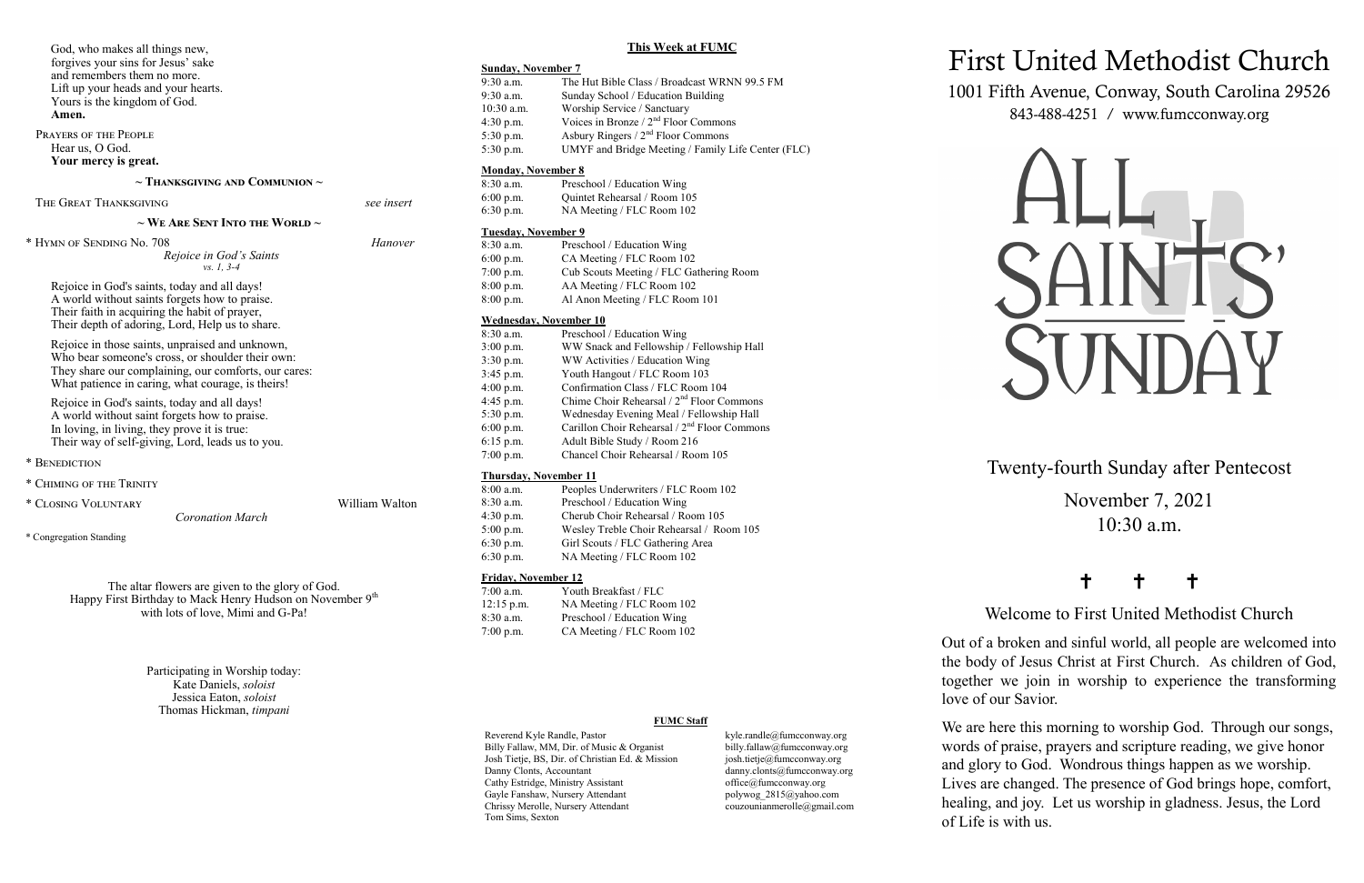God, who makes all things new,
forgives your sins for Jesus' sake
and remembers them no more.
Lift up your heads and your hearts.
Yours is the kingdom of God.
**Amen.**

PRAYERS OF THE PEOPLE
Hear us, O God.
**Your mercy is great.**

~ **THANKSGIVING AND COMMUNION** ~

THE GREAT THANKSGIVING *see insert*

~ **WE ARE SENT INTO THE WORLD** ~

\* HYMN OF SENDING No. 708 *Hanover*
*Rejoice in God's Saints*
*vs. 1, 3-4*

Rejoice in God's saints, today and all days!
A world without saints forgets how to praise.
Their faith in acquiring the habit of prayer,
Their depth of adoring, Lord, Help us to share.

Rejoice in those saints, unpraised and unknown,
Who bear someone's cross, or shoulder their own:
They share our complaining, our comforts, our cares:
What patience in caring, what courage, is theirs!

Rejoice in God's saints, today and all days!
A world without saint forgets how to praise.
In loving, in living, they prove it is true:
Their way of self-giving, Lord, leads us to you.

\* BENEDICTION

\* CHIMING OF THE TRINITY

\* CLOSING VOLUNTARY William Walton
*Coronation March*

\* Congregation Standing

The altar flowers are given to the glory of God.
Happy First Birthday to Mack Henry Hudson on November 9th
with lots of love, Mimi and G-Pa!

Participating in Worship today:
Kate Daniels, *soloist*
Jessica Eaton, *soloist*
Thomas Hickman, *timpani*

## This Week at FUMC

**Sunday, November 7**

| | |
|---|---|
| 9:30 a.m. | The Hut Bible Class / Broadcast WRNN 99.5 FM |
| 9:30 a.m. | Sunday School / Education Building |
| 10:30 a.m. | Worship Service / Sanctuary |
| 4:30 p.m. | Voices in Bronze / 2nd Floor Commons |
| 5:30 p.m. | Asbury Ringers / 2nd Floor Commons |
| 5:30 p.m. | UMYF and Bridge Meeting / Family Life Center (FLC) |

**Monday, November 8**

| | |
|---|---|
| 8:30 a.m. | Preschool / Education Wing |
| 6:00 p.m. | Quintet Rehearsal / Room 105 |
| 6:30 p.m. | NA Meeting / FLC Room 102 |

**Tuesday, November 9**

| | |
|---|---|
| 8:30 a.m. | Preschool / Education Wing |
| 6:00 p.m. | CA Meeting / FLC Room 102 |
| 7:00 p.m. | Cub Scouts Meeting / FLC Gathering Room |
| 8:00 p.m. | AA Meeting / FLC Room 102 |
| 8:00 p.m. | Al Anon Meeting / FLC Room 101 |

**Wednesday, November 10**

| | |
|---|---|
| 8:30 a.m. | Preschool / Education Wing |
| 3:00 p.m. | WW Snack and Fellowship / Fellowship Hall |
| 3:30 p.m. | WW Activities / Education Wing |
| 3:45 p.m. | Youth Hangout / FLC Room 103 |
| 4:00 p.m. | Confirmation Class / FLC Room 104 |
| 4:45 p.m. | Chime Choir Rehearsal / 2nd Floor Commons |
| 5:30 p.m. | Wednesday Evening Meal / Fellowship Hall |
| 6:00 p.m. | Carillon Choir Rehearsal / 2nd Floor Commons |
| 6:15 p.m. | Adult Bible Study / Room 216 |
| 7:00 p.m. | Chancel Choir Rehearsal / Room 105 |

**Thursday, November 11**

| | |
|---|---|
| 8:00 a.m. | Peoples Underwriters / FLC Room 102 |
| 8:30 a.m. | Preschool / Education Wing |
| 4:30 p.m. | Cherub Choir Rehearsal / Room 105 |
| 5:00 p.m. | Wesley Treble Choir Rehearsal / Room 105 |
| 6:30 p.m. | Girl Scouts / FLC Gathering Area |
| 6:30 p.m. | NA Meeting / FLC Room 102 |

**Friday, November 12**

| | |
|---|---|
| 7:00 a.m. | Youth Breakfast / FLC |
| 12:15 p.m. | NA Meeting / FLC Room 102 |
| 8:30 a.m. | Preschool / Education Wing |
| 7:00 p.m. | CA Meeting / FLC Room 102 |

### FUMC Staff

| | |
|---|---|
| Reverend Kyle Randle, Pastor | kyle.randle@fumcconway.org |
| Billy Fallaw, MM, Dir. of Music & Organist | billy.fallaw@fumcconway.org |
| Josh Tietje, BS, Dir. of Christian Ed. & Mission | josh.tietje@fumcconway.org |
| Danny Clonts, Accountant | danny.clonts@fumcconway.org |
| Cathy Estridge, Ministry Assistant | office@fumcconway.org |
| Gayle Fanshaw, Nursery Attendant | polywog_2815@yahoo.com |
| Chrissy Merolle, Nursery Attendant | couzounianmerolle@gmail.com |
| Tom Sims, Sexton | |

# First United Methodist Church

1001 Fifth Avenue, Conway, South Carolina 29526
843-488-4251 / www.fumcconway.org

# ALL SAINTS' SUNDAY

Twenty-fourth Sunday after Pentecost

November 7, 2021
10:30 a.m.

† † †

## Welcome to First United Methodist Church

Out of a broken and sinful world, all people are welcomed into the body of Jesus Christ at First Church. As children of God, together we join in worship to experience the transforming love of our Savior.

We are here this morning to worship God. Through our songs, words of praise, prayers and scripture reading, we give honor and glory to God. Wondrous things happen as we worship. Lives are changed. The presence of God brings hope, comfort, healing, and joy. Let us worship in gladness. Jesus, the Lord of Life is with us.